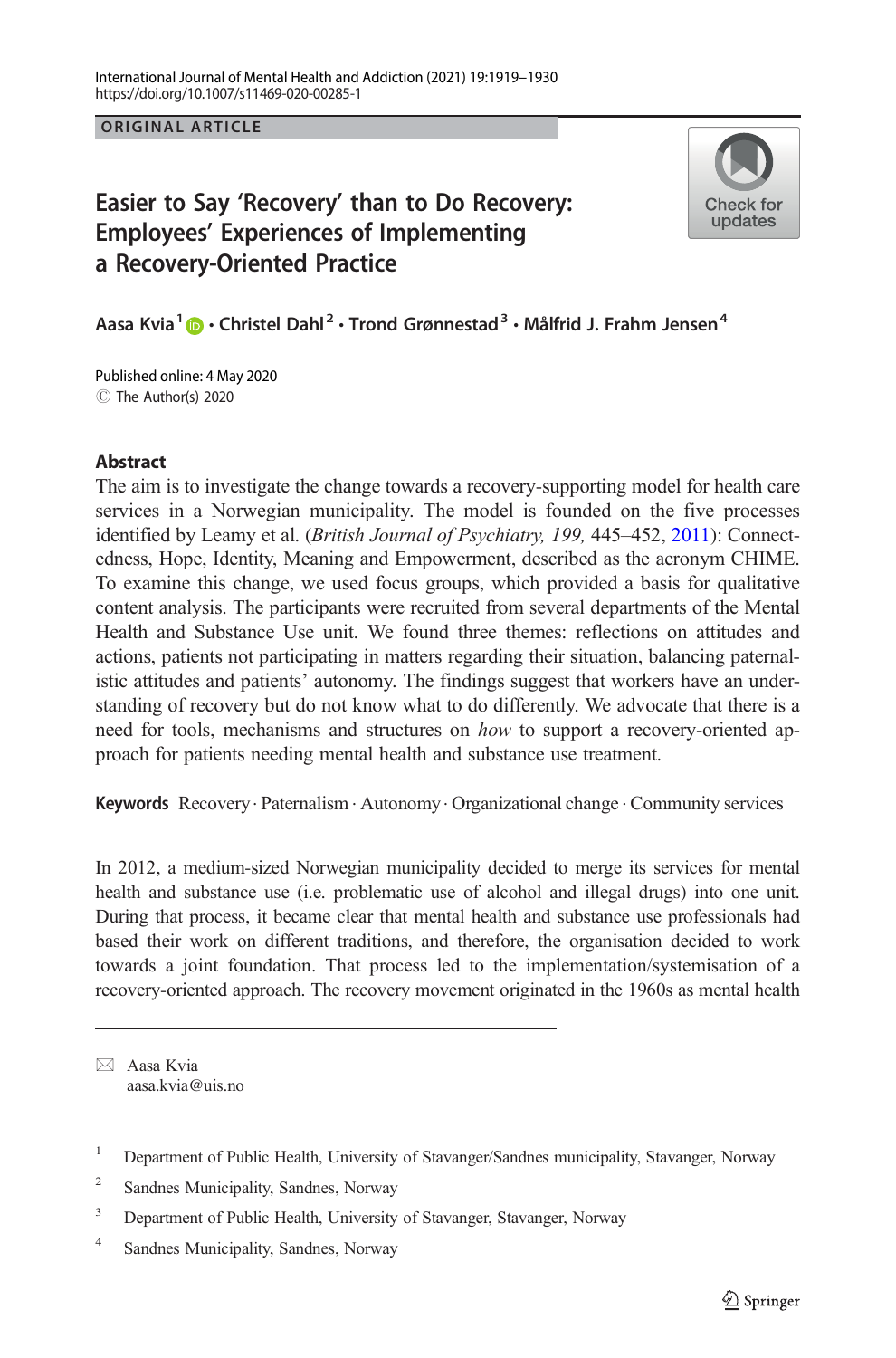ORIGINAL ARTICLE

# Easier to Say 'Recovery' than to Do Recovery: Employees' Experiences of Implementing a Recovery-Oriented Practice

**Aasa Kvia**[1] · **Christel Dahl**[2] · **Trond Grønnestad**[3] · **Målfrid J. Frahm Jensen**[4]

Published online: 4 May 2020
© The Author(s) 2020

## Abstract

The aim is to investigate the change towards a recovery-supporting model for health care services in a Norwegian municipality. The model is founded on the five processes identified by Leamy et al. (*British Journal of Psychiatry, 199,* 445–452, 2011): Connectedness, Hope, Identity, Meaning and Empowerment, described as the acronym CHIME. To examine this change, we used focus groups, which provided a basis for qualitative content analysis. The participants were recruited from several departments of the Mental Health and Substance Use unit. We found three themes: reflections on attitudes and actions, patients not participating in matters regarding their situation, balancing paternalistic attitudes and patients' autonomy. The findings suggest that workers have an understanding of recovery but do not know what to do differently. We advocate that there is a need for tools, mechanisms and structures on *how* to support a recovery-oriented approach for patients needing mental health and substance use treatment.

**Keywords** Recovery · Paternalism · Autonomy · Organizational change · Community services

In 2012, a medium-sized Norwegian municipality decided to merge its services for mental health and substance use (i.e. problematic use of alcohol and illegal drugs) into one unit. During that process, it became clear that mental health and substance use professionals had based their work on different traditions, and therefore, the organisation decided to work towards a joint foundation. That process led to the implementation/systemisation of a recovery-oriented approach. The recovery movement originated in the 1960s as mental health

---

✉ Aasa Kvia
aasa.kvia@uis.no

[1] Department of Public Health, University of Stavanger/Sandnes municipality, Stavanger, Norway

[2] Sandnes Municipality, Sandnes, Norway

[3] Department of Public Health, University of Stavanger, Stavanger, Norway

[4] Sandnes Municipality, Sandnes, Norway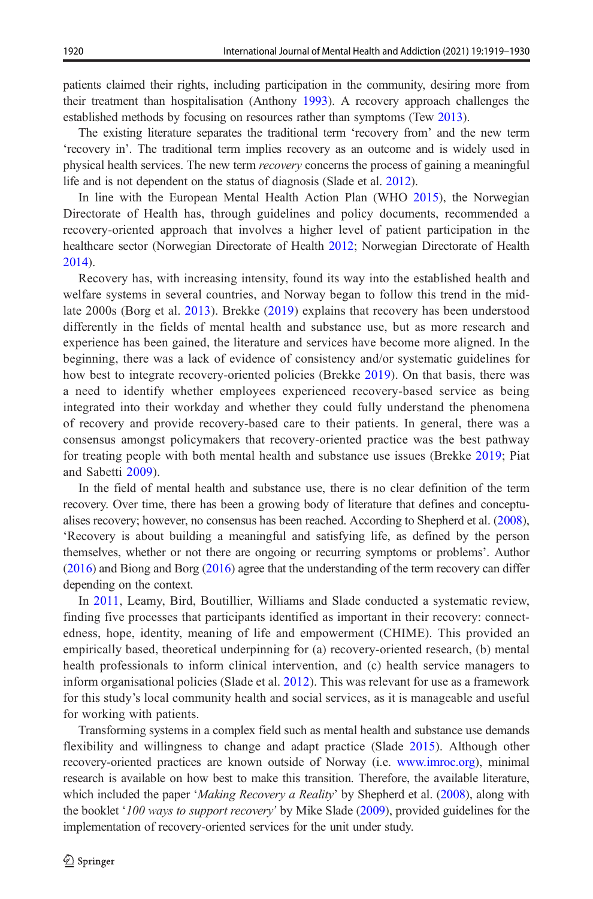patients claimed their rights, including participation in the community, desiring more from their treatment than hospitalisation (Anthony 1993). A recovery approach challenges the established methods by focusing on resources rather than symptoms (Tew 2013).

The existing literature separates the traditional term 'recovery from' and the new term 'recovery in'. The traditional term implies recovery as an outcome and is widely used in physical health services. The new term *recovery* concerns the process of gaining a meaningful life and is not dependent on the status of diagnosis (Slade et al. 2012).

In line with the European Mental Health Action Plan (WHO 2015), the Norwegian Directorate of Health has, through guidelines and policy documents, recommended a recovery-oriented approach that involves a higher level of patient participation in the healthcare sector (Norwegian Directorate of Health 2012; Norwegian Directorate of Health 2014).

Recovery has, with increasing intensity, found its way into the established health and welfare systems in several countries, and Norway began to follow this trend in the mid-late 2000s (Borg et al. 2013). Brekke (2019) explains that recovery has been understood differently in the fields of mental health and substance use, but as more research and experience has been gained, the literature and services have become more aligned. In the beginning, there was a lack of evidence of consistency and/or systematic guidelines for how best to integrate recovery-oriented policies (Brekke 2019). On that basis, there was a need to identify whether employees experienced recovery-based service as being integrated into their workday and whether they could fully understand the phenomena of recovery and provide recovery-based care to their patients. In general, there was a consensus amongst policymakers that recovery-oriented practice was the best pathway for treating people with both mental health and substance use issues (Brekke 2019; Piat and Sabetti 2009).

In the field of mental health and substance use, there is no clear definition of the term recovery. Over time, there has been a growing body of literature that defines and conceptualises recovery; however, no consensus has been reached. According to Shepherd et al. (2008), 'Recovery is about building a meaningful and satisfying life, as defined by the person themselves, whether or not there are ongoing or recurring symptoms or problems'. Author (2016) and Biong and Borg (2016) agree that the understanding of the term recovery can differ depending on the context.

In 2011, Leamy, Bird, Boutillier, Williams and Slade conducted a systematic review, finding five processes that participants identified as important in their recovery: connectedness, hope, identity, meaning of life and empowerment (CHIME). This provided an empirically based, theoretical underpinning for (a) recovery-oriented research, (b) mental health professionals to inform clinical intervention, and (c) health service managers to inform organisational policies (Slade et al. 2012). This was relevant for use as a framework for this study's local community health and social services, as it is manageable and useful for working with patients.

Transforming systems in a complex field such as mental health and substance use demands flexibility and willingness to change and adapt practice (Slade 2015). Although other recovery-oriented practices are known outside of Norway (i.e. www.imroc.org), minimal research is available on how best to make this transition. Therefore, the available literature, which included the paper '*Making Recovery a Reality*' by Shepherd et al. (2008), along with the booklet '*100 ways to support recovery*' by Mike Slade (2009), provided guidelines for the implementation of recovery-oriented services for the unit under study.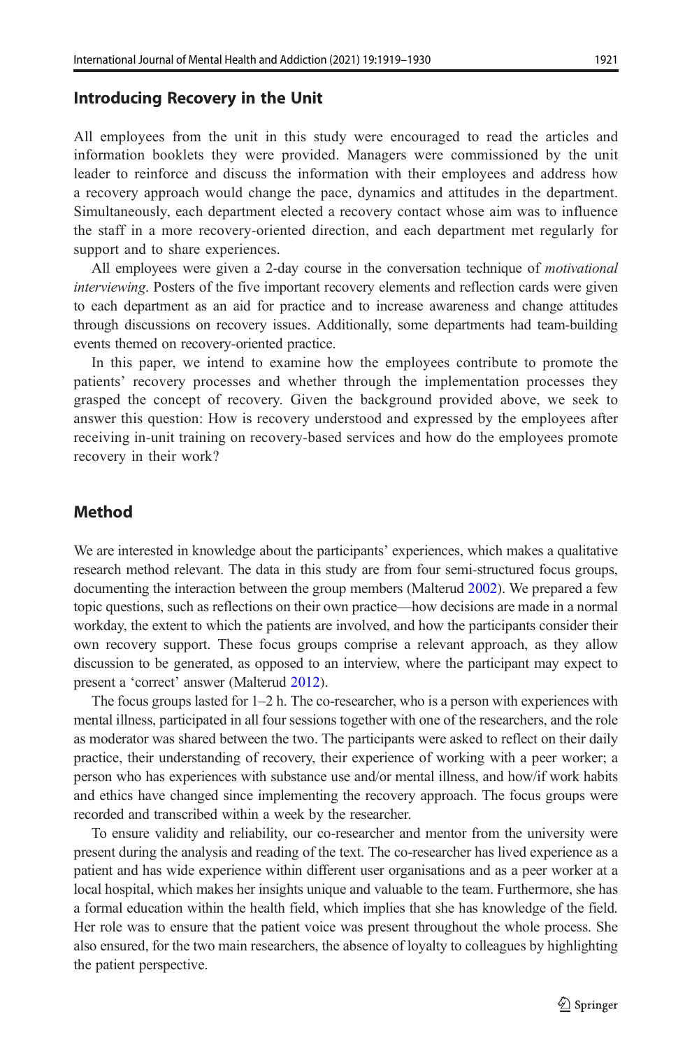## Introducing Recovery in the Unit

All employees from the unit in this study were encouraged to read the articles and information booklets they were provided. Managers were commissioned by the unit leader to reinforce and discuss the information with their employees and address how a recovery approach would change the pace, dynamics and attitudes in the department. Simultaneously, each department elected a recovery contact whose aim was to influence the staff in a more recovery-oriented direction, and each department met regularly for support and to share experiences.

All employees were given a 2-day course in the conversation technique of *motivational interviewing*. Posters of the five important recovery elements and reflection cards were given to each department as an aid for practice and to increase awareness and change attitudes through discussions on recovery issues. Additionally, some departments had team-building events themed on recovery-oriented practice.

In this paper, we intend to examine how the employees contribute to promote the patients' recovery processes and whether through the implementation processes they grasped the concept of recovery. Given the background provided above, we seek to answer this question: How is recovery understood and expressed by the employees after receiving in-unit training on recovery-based services and how do the employees promote recovery in their work?

## Method

We are interested in knowledge about the participants' experiences, which makes a qualitative research method relevant. The data in this study are from four semi-structured focus groups, documenting the interaction between the group members (Malterud 2002). We prepared a few topic questions, such as reflections on their own practice—how decisions are made in a normal workday, the extent to which the patients are involved, and how the participants consider their own recovery support. These focus groups comprise a relevant approach, as they allow discussion to be generated, as opposed to an interview, where the participant may expect to present a 'correct' answer (Malterud 2012).

The focus groups lasted for 1–2 h. The co-researcher, who is a person with experiences with mental illness, participated in all four sessions together with one of the researchers, and the role as moderator was shared between the two. The participants were asked to reflect on their daily practice, their understanding of recovery, their experience of working with a peer worker; a person who has experiences with substance use and/or mental illness, and how/if work habits and ethics have changed since implementing the recovery approach. The focus groups were recorded and transcribed within a week by the researcher.

To ensure validity and reliability, our co-researcher and mentor from the university were present during the analysis and reading of the text. The co-researcher has lived experience as a patient and has wide experience within different user organisations and as a peer worker at a local hospital, which makes her insights unique and valuable to the team. Furthermore, she has a formal education within the health field, which implies that she has knowledge of the field. Her role was to ensure that the patient voice was present throughout the whole process. She also ensured, for the two main researchers, the absence of loyalty to colleagues by highlighting the patient perspective.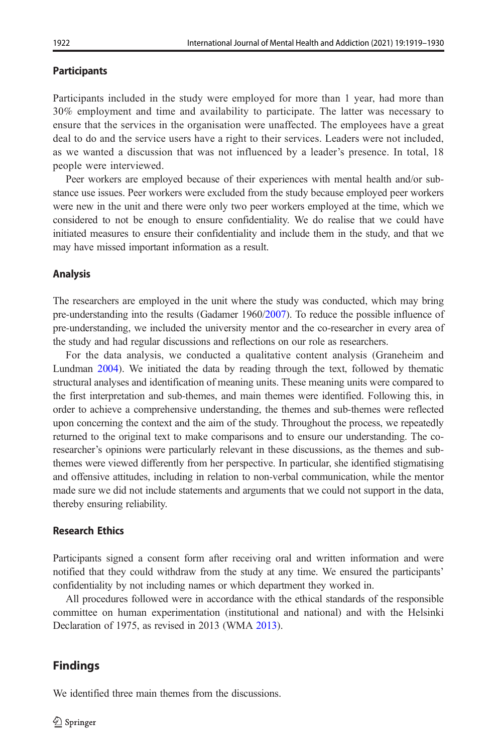### Participants

Participants included in the study were employed for more than 1 year, had more than 30% employment and time and availability to participate. The latter was necessary to ensure that the services in the organisation were unaffected. The employees have a great deal to do and the service users have a right to their services. Leaders were not included, as we wanted a discussion that was not influenced by a leader's presence. In total, 18 people were interviewed.

Peer workers are employed because of their experiences with mental health and/or substance use issues. Peer workers were excluded from the study because employed peer workers were new in the unit and there were only two peer workers employed at the time, which we considered to not be enough to ensure confidentiality. We do realise that we could have initiated measures to ensure their confidentiality and include them in the study, and that we may have missed important information as a result.

### Analysis

The researchers are employed in the unit where the study was conducted, which may bring pre-understanding into the results (Gadamer 1960/2007). To reduce the possible influence of pre-understanding, we included the university mentor and the co-researcher in every area of the study and had regular discussions and reflections on our role as researchers.

For the data analysis, we conducted a qualitative content analysis (Graneheim and Lundman 2004). We initiated the data by reading through the text, followed by thematic structural analyses and identification of meaning units. These meaning units were compared to the first interpretation and sub-themes, and main themes were identified. Following this, in order to achieve a comprehensive understanding, the themes and sub-themes were reflected upon concerning the context and the aim of the study. Throughout the process, we repeatedly returned to the original text to make comparisons and to ensure our understanding. The co-researcher's opinions were particularly relevant in these discussions, as the themes and sub-themes were viewed differently from her perspective. In particular, she identified stigmatising and offensive attitudes, including in relation to non-verbal communication, while the mentor made sure we did not include statements and arguments that we could not support in the data, thereby ensuring reliability.

### Research Ethics

Participants signed a consent form after receiving oral and written information and were notified that they could withdraw from the study at any time. We ensured the participants' confidentiality by not including names or which department they worked in.

All procedures followed were in accordance with the ethical standards of the responsible committee on human experimentation (institutional and national) and with the Helsinki Declaration of 1975, as revised in 2013 (WMA 2013).

## Findings

We identified three main themes from the discussions.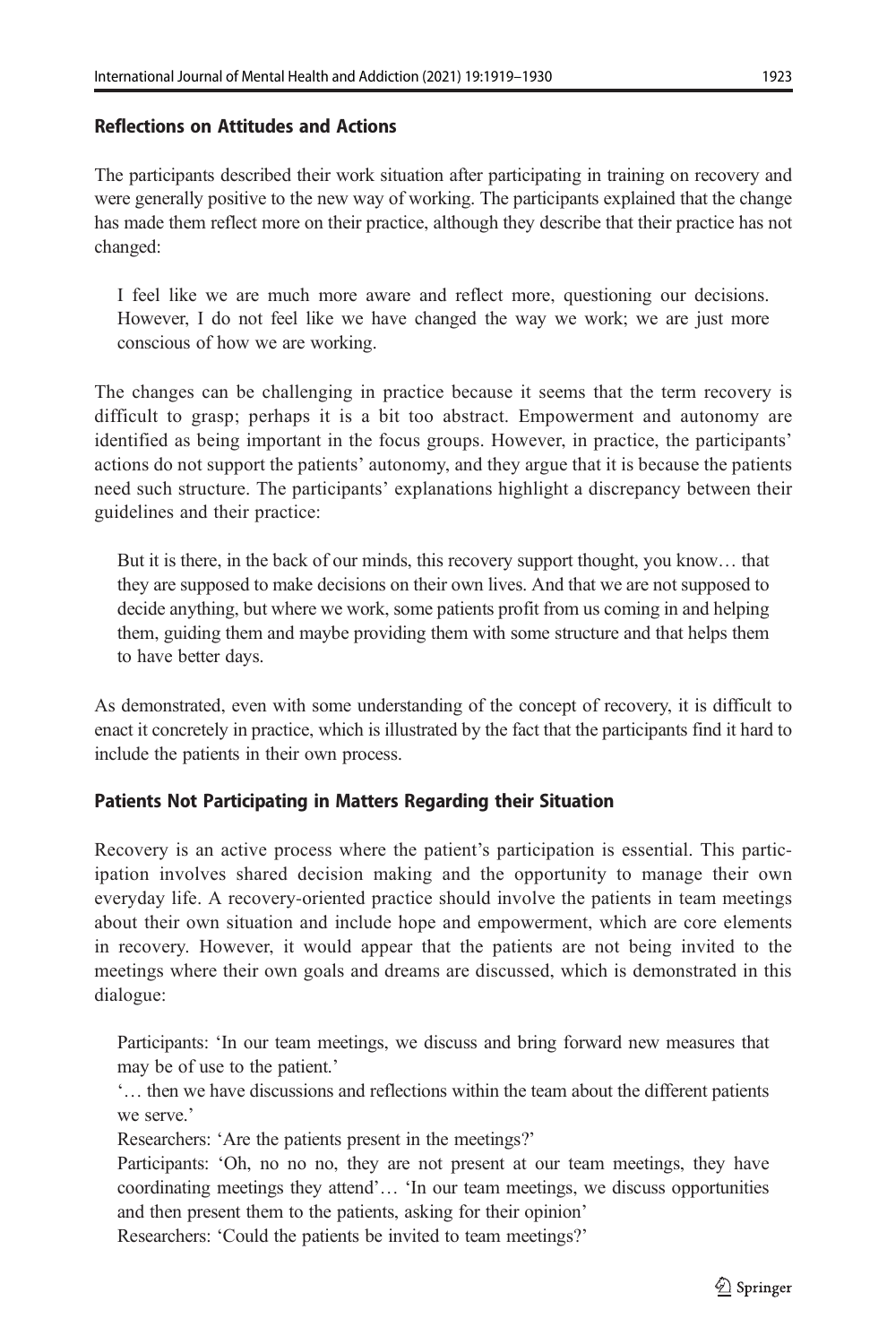### Reflections on Attitudes and Actions

The participants described their work situation after participating in training on recovery and were generally positive to the new way of working. The participants explained that the change has made them reflect more on their practice, although they describe that their practice has not changed:

> I feel like we are much more aware and reflect more, questioning our decisions. However, I do not feel like we have changed the way we work; we are just more conscious of how we are working.

The changes can be challenging in practice because it seems that the term recovery is difficult to grasp; perhaps it is a bit too abstract. Empowerment and autonomy are identified as being important in the focus groups. However, in practice, the participants' actions do not support the patients' autonomy, and they argue that it is because the patients need such structure. The participants' explanations highlight a discrepancy between their guidelines and their practice:

> But it is there, in the back of our minds, this recovery support thought, you know… that they are supposed to make decisions on their own lives. And that we are not supposed to decide anything, but where we work, some patients profit from us coming in and helping them, guiding them and maybe providing them with some structure and that helps them to have better days.

As demonstrated, even with some understanding of the concept of recovery, it is difficult to enact it concretely in practice, which is illustrated by the fact that the participants find it hard to include the patients in their own process.

### Patients Not Participating in Matters Regarding their Situation

Recovery is an active process where the patient's participation is essential. This participation involves shared decision making and the opportunity to manage their own everyday life. A recovery-oriented practice should involve the patients in team meetings about their own situation and include hope and empowerment, which are core elements in recovery. However, it would appear that the patients are not being invited to the meetings where their own goals and dreams are discussed, which is demonstrated in this dialogue:

> Participants: 'In our team meetings, we discuss and bring forward new measures that may be of use to the patient.'
>
> '… then we have discussions and reflections within the team about the different patients we serve.'
>
> Researchers: 'Are the patients present in the meetings?'
>
> Participants: 'Oh, no no no, they are not present at our team meetings, they have coordinating meetings they attend'… 'In our team meetings, we discuss opportunities and then present them to the patients, asking for their opinion'
>
> Researchers: 'Could the patients be invited to team meetings?'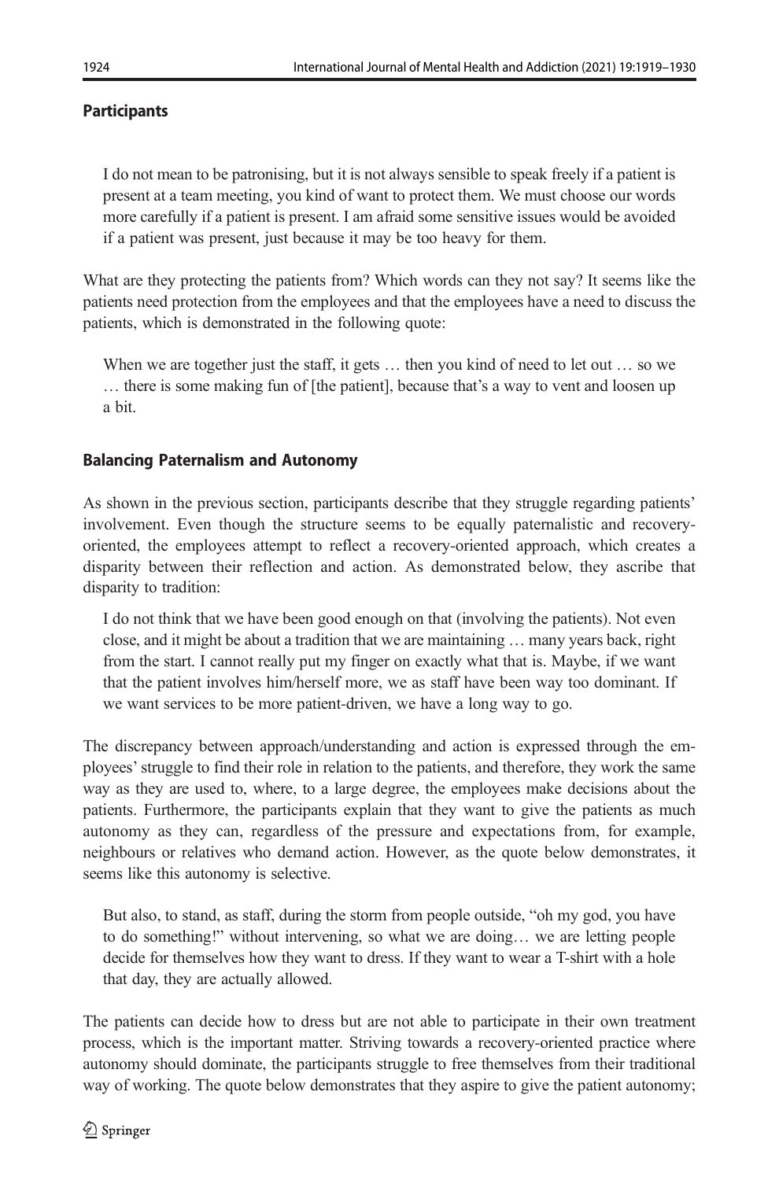### Participants

> I do not mean to be patronising, but it is not always sensible to speak freely if a patient is present at a team meeting, you kind of want to protect them. We must choose our words more carefully if a patient is present. I am afraid some sensitive issues would be avoided if a patient was present, just because it may be too heavy for them.

What are they protecting the patients from? Which words can they not say? It seems like the patients need protection from the employees and that the employees have a need to discuss the patients, which is demonstrated in the following quote:

> When we are together just the staff, it gets … then you kind of need to let out … so we … there is some making fun of [the patient], because that's a way to vent and loosen up a bit.

### Balancing Paternalism and Autonomy

As shown in the previous section, participants describe that they struggle regarding patients' involvement. Even though the structure seems to be equally paternalistic and recovery-oriented, the employees attempt to reflect a recovery-oriented approach, which creates a disparity between their reflection and action. As demonstrated below, they ascribe that disparity to tradition:

> I do not think that we have been good enough on that (involving the patients). Not even close, and it might be about a tradition that we are maintaining … many years back, right from the start. I cannot really put my finger on exactly what that is. Maybe, if we want that the patient involves him/herself more, we as staff have been way too dominant. If we want services to be more patient-driven, we have a long way to go.

The discrepancy between approach/understanding and action is expressed through the employees' struggle to find their role in relation to the patients, and therefore, they work the same way as they are used to, where, to a large degree, the employees make decisions about the patients. Furthermore, the participants explain that they want to give the patients as much autonomy as they can, regardless of the pressure and expectations from, for example, neighbours or relatives who demand action. However, as the quote below demonstrates, it seems like this autonomy is selective.

> But also, to stand, as staff, during the storm from people outside, "oh my god, you have to do something!" without intervening, so what we are doing… we are letting people decide for themselves how they want to dress. If they want to wear a T-shirt with a hole that day, they are actually allowed.

The patients can decide how to dress but are not able to participate in their own treatment process, which is the important matter. Striving towards a recovery-oriented practice where autonomy should dominate, the participants struggle to free themselves from their traditional way of working. The quote below demonstrates that they aspire to give the patient autonomy;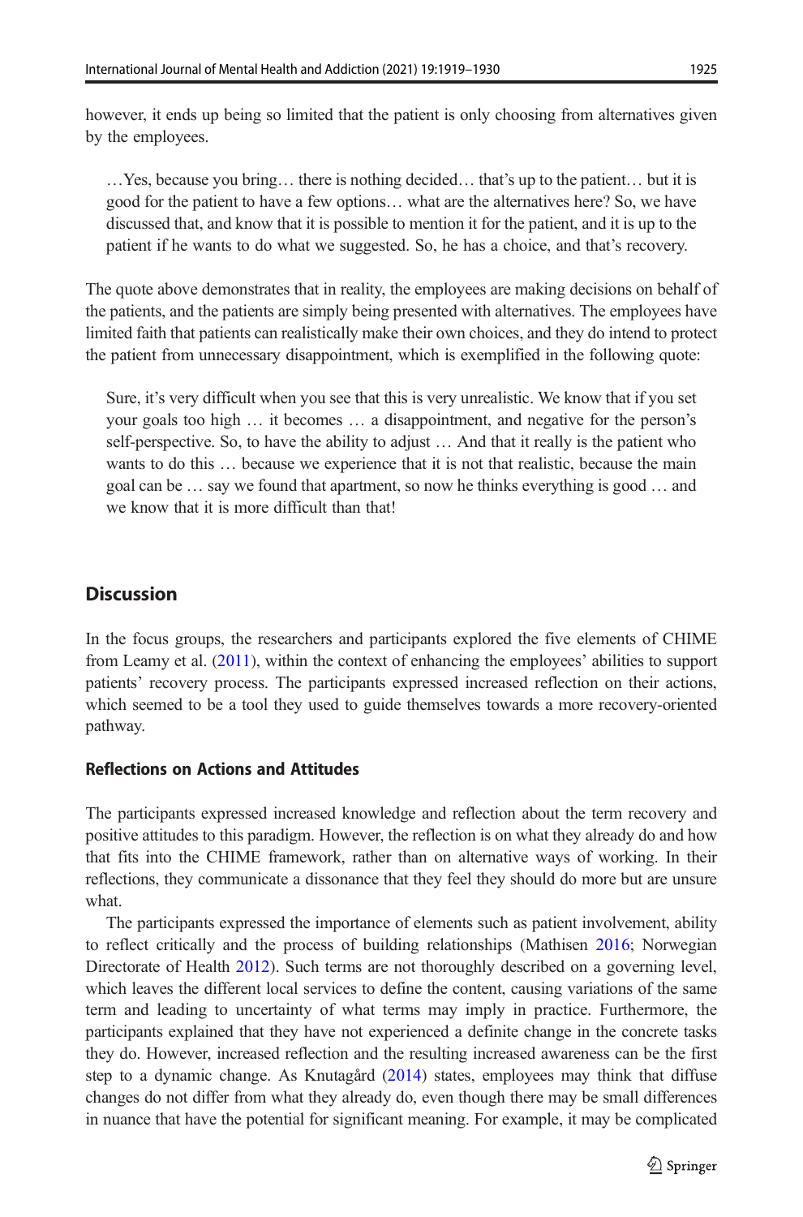however, it ends up being so limited that the patient is only choosing from alternatives given by the employees.

> …Yes, because you bring… there is nothing decided… that's up to the patient… but it is good for the patient to have a few options… what are the alternatives here? So, we have discussed that, and know that it is possible to mention it for the patient, and it is up to the patient if he wants to do what we suggested. So, he has a choice, and that's recovery.

The quote above demonstrates that in reality, the employees are making decisions on behalf of the patients, and the patients are simply being presented with alternatives. The employees have limited faith that patients can realistically make their own choices, and they do intend to protect the patient from unnecessary disappointment, which is exemplified in the following quote:

> Sure, it's very difficult when you see that this is very unrealistic. We know that if you set your goals too high … it becomes … a disappointment, and negative for the person's self-perspective. So, to have the ability to adjust … And that it really is the patient who wants to do this … because we experience that it is not that realistic, because the main goal can be … say we found that apartment, so now he thinks everything is good … and we know that it is more difficult than that!

## Discussion

In the focus groups, the researchers and participants explored the five elements of CHIME from Leamy et al. (2011), within the context of enhancing the employees' abilities to support patients' recovery process. The participants expressed increased reflection on their actions, which seemed to be a tool they used to guide themselves towards a more recovery-oriented pathway.

### Reflections on Actions and Attitudes

The participants expressed increased knowledge and reflection about the term recovery and positive attitudes to this paradigm. However, the reflection is on what they already do and how that fits into the CHIME framework, rather than on alternative ways of working. In their reflections, they communicate a dissonance that they feel they should do more but are unsure what.

The participants expressed the importance of elements such as patient involvement, ability to reflect critically and the process of building relationships (Mathisen 2016; Norwegian Directorate of Health 2012). Such terms are not thoroughly described on a governing level, which leaves the different local services to define the content, causing variations of the same term and leading to uncertainty of what terms may imply in practice. Furthermore, the participants explained that they have not experienced a definite change in the concrete tasks they do. However, increased reflection and the resulting increased awareness can be the first step to a dynamic change. As Knutagård (2014) states, employees may think that diffuse changes do not differ from what they already do, even though there may be small differences in nuance that have the potential for significant meaning. For example, it may be complicated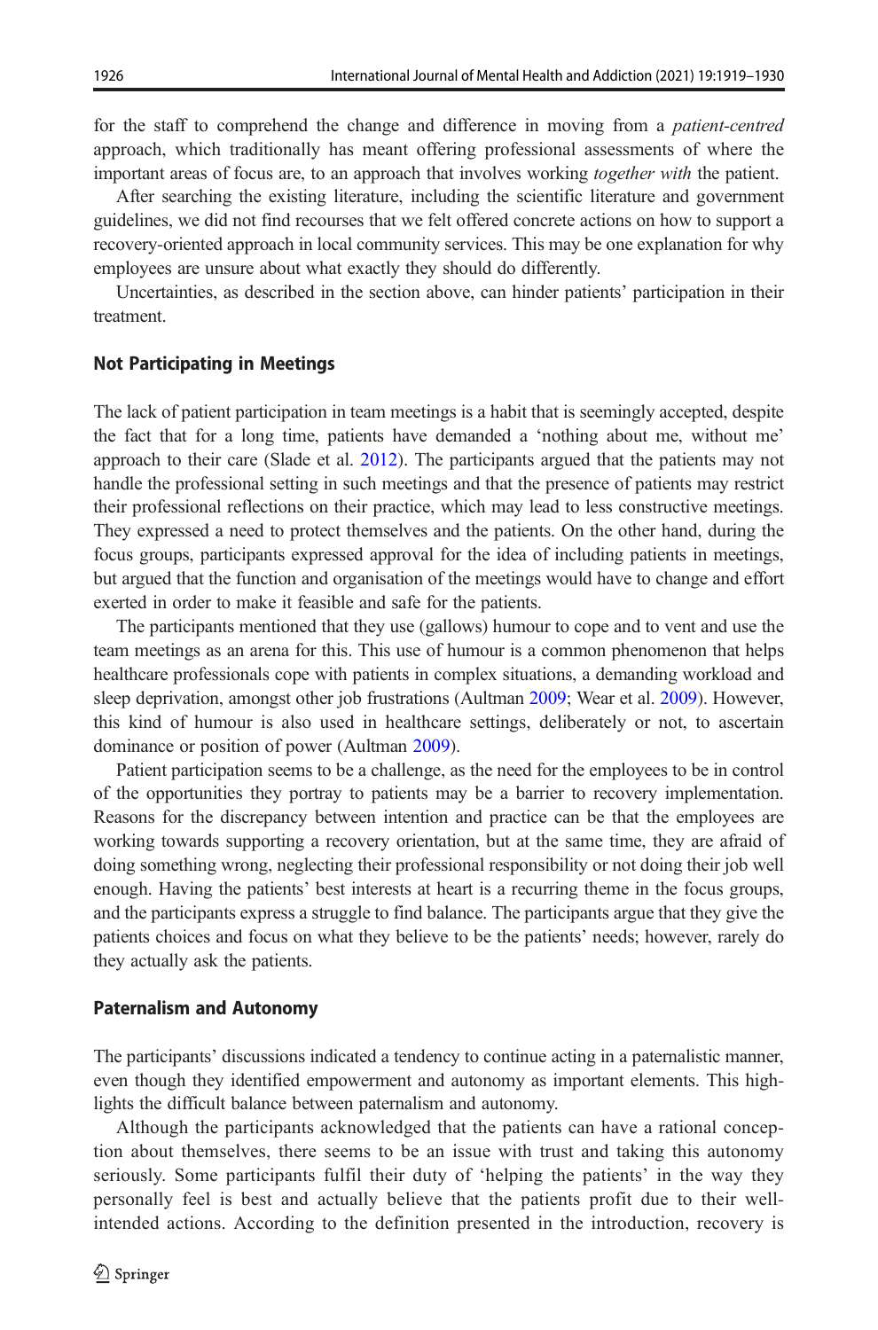for the staff to comprehend the change and difference in moving from a *patient-centred* approach, which traditionally has meant offering professional assessments of where the important areas of focus are, to an approach that involves working *together with* the patient.

After searching the existing literature, including the scientific literature and government guidelines, we did not find recourses that we felt offered concrete actions on how to support a recovery-oriented approach in local community services. This may be one explanation for why employees are unsure about what exactly they should do differently.

Uncertainties, as described in the section above, can hinder patients' participation in their treatment.

### Not Participating in Meetings

The lack of patient participation in team meetings is a habit that is seemingly accepted, despite the fact that for a long time, patients have demanded a 'nothing about me, without me' approach to their care (Slade et al. 2012). The participants argued that the patients may not handle the professional setting in such meetings and that the presence of patients may restrict their professional reflections on their practice, which may lead to less constructive meetings. They expressed a need to protect themselves and the patients. On the other hand, during the focus groups, participants expressed approval for the idea of including patients in meetings, but argued that the function and organisation of the meetings would have to change and effort exerted in order to make it feasible and safe for the patients.

The participants mentioned that they use (gallows) humour to cope and to vent and use the team meetings as an arena for this. This use of humour is a common phenomenon that helps healthcare professionals cope with patients in complex situations, a demanding workload and sleep deprivation, amongst other job frustrations (Aultman 2009; Wear et al. 2009). However, this kind of humour is also used in healthcare settings, deliberately or not, to ascertain dominance or position of power (Aultman 2009).

Patient participation seems to be a challenge, as the need for the employees to be in control of the opportunities they portray to patients may be a barrier to recovery implementation. Reasons for the discrepancy between intention and practice can be that the employees are working towards supporting a recovery orientation, but at the same time, they are afraid of doing something wrong, neglecting their professional responsibility or not doing their job well enough. Having the patients' best interests at heart is a recurring theme in the focus groups, and the participants express a struggle to find balance. The participants argue that they give the patients choices and focus on what they believe to be the patients' needs; however, rarely do they actually ask the patients.

### Paternalism and Autonomy

The participants' discussions indicated a tendency to continue acting in a paternalistic manner, even though they identified empowerment and autonomy as important elements. This highlights the difficult balance between paternalism and autonomy.

Although the participants acknowledged that the patients can have a rational conception about themselves, there seems to be an issue with trust and taking this autonomy seriously. Some participants fulfil their duty of 'helping the patients' in the way they personally feel is best and actually believe that the patients profit due to their well-intended actions. According to the definition presented in the introduction, recovery is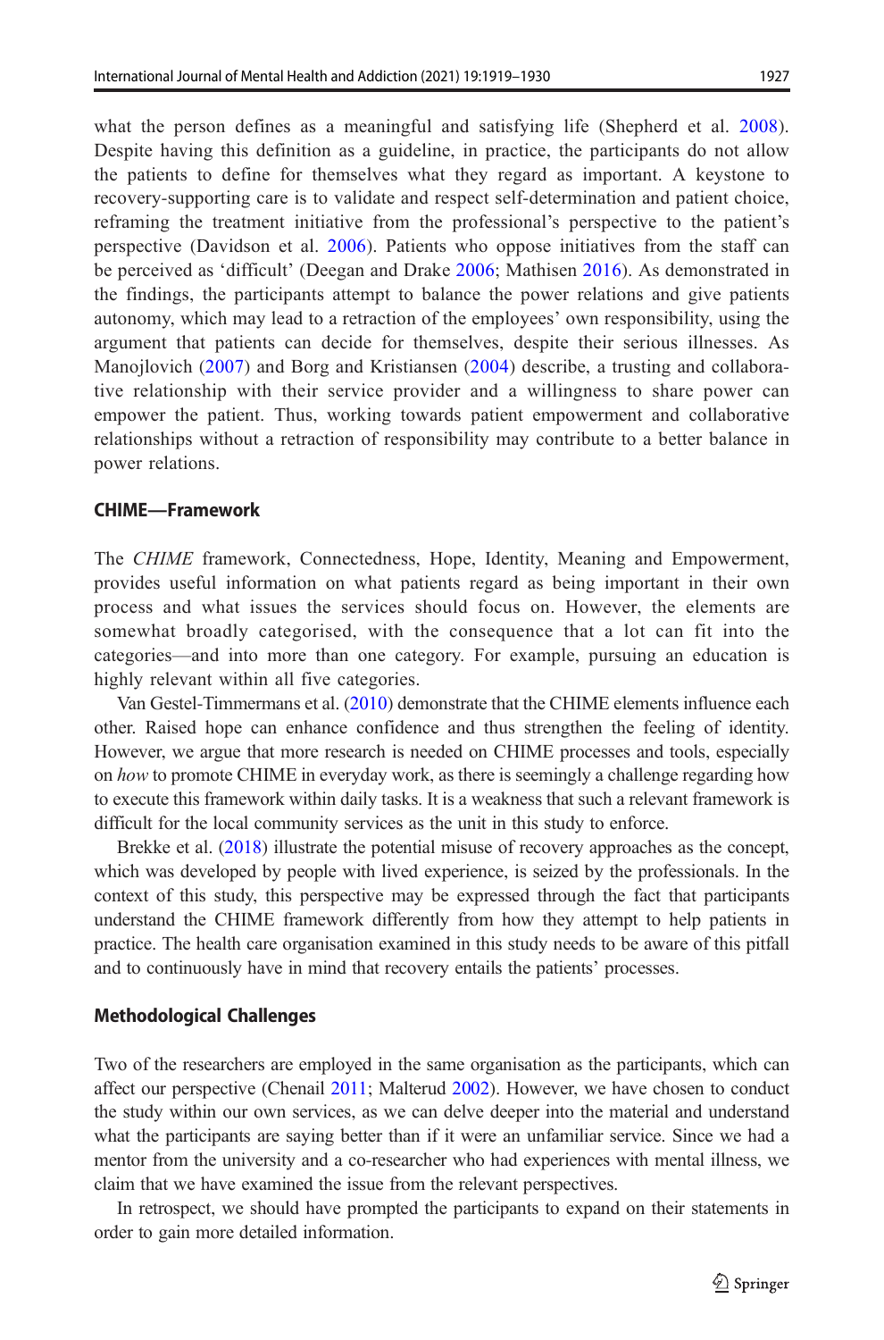what the person defines as a meaningful and satisfying life (Shepherd et al. 2008). Despite having this definition as a guideline, in practice, the participants do not allow the patients to define for themselves what they regard as important. A keystone to recovery-supporting care is to validate and respect self-determination and patient choice, reframing the treatment initiative from the professional's perspective to the patient's perspective (Davidson et al. 2006). Patients who oppose initiatives from the staff can be perceived as 'difficult' (Deegan and Drake 2006; Mathisen 2016). As demonstrated in the findings, the participants attempt to balance the power relations and give patients autonomy, which may lead to a retraction of the employees' own responsibility, using the argument that patients can decide for themselves, despite their serious illnesses. As Manojlovich (2007) and Borg and Kristiansen (2004) describe, a trusting and collaborative relationship with their service provider and a willingness to share power can empower the patient. Thus, working towards patient empowerment and collaborative relationships without a retraction of responsibility may contribute to a better balance in power relations.

### CHIME—Framework

The *CHIME* framework, Connectedness, Hope, Identity, Meaning and Empowerment, provides useful information on what patients regard as being important in their own process and what issues the services should focus on. However, the elements are somewhat broadly categorised, with the consequence that a lot can fit into the categories—and into more than one category. For example, pursuing an education is highly relevant within all five categories.

Van Gestel-Timmermans et al. (2010) demonstrate that the CHIME elements influence each other. Raised hope can enhance confidence and thus strengthen the feeling of identity. However, we argue that more research is needed on CHIME processes and tools, especially on *how* to promote CHIME in everyday work, as there is seemingly a challenge regarding how to execute this framework within daily tasks. It is a weakness that such a relevant framework is difficult for the local community services as the unit in this study to enforce.

Brekke et al. (2018) illustrate the potential misuse of recovery approaches as the concept, which was developed by people with lived experience, is seized by the professionals. In the context of this study, this perspective may be expressed through the fact that participants understand the CHIME framework differently from how they attempt to help patients in practice. The health care organisation examined in this study needs to be aware of this pitfall and to continuously have in mind that recovery entails the patients' processes.

### Methodological Challenges

Two of the researchers are employed in the same organisation as the participants, which can affect our perspective (Chenail 2011; Malterud 2002). However, we have chosen to conduct the study within our own services, as we can delve deeper into the material and understand what the participants are saying better than if it were an unfamiliar service. Since we had a mentor from the university and a co-researcher who had experiences with mental illness, we claim that we have examined the issue from the relevant perspectives.

In retrospect, we should have prompted the participants to expand on their statements in order to gain more detailed information.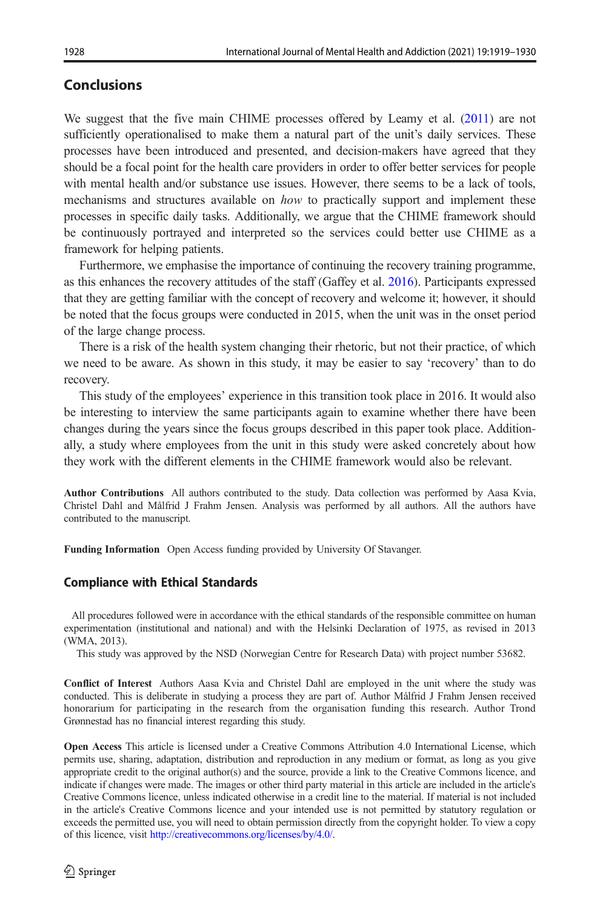## Conclusions

We suggest that the five main CHIME processes offered by Leamy et al. (2011) are not sufficiently operationalised to make them a natural part of the unit's daily services. These processes have been introduced and presented, and decision-makers have agreed that they should be a focal point for the health care providers in order to offer better services for people with mental health and/or substance use issues. However, there seems to be a lack of tools, mechanisms and structures available on *how* to practically support and implement these processes in specific daily tasks. Additionally, we argue that the CHIME framework should be continuously portrayed and interpreted so the services could better use CHIME as a framework for helping patients.

Furthermore, we emphasise the importance of continuing the recovery training programme, as this enhances the recovery attitudes of the staff (Gaffey et al. 2016). Participants expressed that they are getting familiar with the concept of recovery and welcome it; however, it should be noted that the focus groups were conducted in 2015, when the unit was in the onset period of the large change process.

There is a risk of the health system changing their rhetoric, but not their practice, of which we need to be aware. As shown in this study, it may be easier to say 'recovery' than to do recovery.

This study of the employees' experience in this transition took place in 2016. It would also be interesting to interview the same participants again to examine whether there have been changes during the years since the focus groups described in this paper took place. Additionally, a study where employees from the unit in this study were asked concretely about how they work with the different elements in the CHIME framework would also be relevant.

**Author Contributions** All authors contributed to the study. Data collection was performed by Aasa Kvia, Christel Dahl and Målfrid J Frahm Jensen. Analysis was performed by all authors. All the authors have contributed to the manuscript.

**Funding Information** Open Access funding provided by University Of Stavanger.

### Compliance with Ethical Standards

All procedures followed were in accordance with the ethical standards of the responsible committee on human experimentation (institutional and national) and with the Helsinki Declaration of 1975, as revised in 2013 (WMA, 2013).

This study was approved by the NSD (Norwegian Centre for Research Data) with project number 53682.

**Conflict of Interest** Authors Aasa Kvia and Christel Dahl are employed in the unit where the study was conducted. This is deliberate in studying a process they are part of. Author Målfrid J Frahm Jensen received honorarium for participating in the research from the organisation funding this research. Author Trond Grønnestad has no financial interest regarding this study.

**Open Access** This article is licensed under a Creative Commons Attribution 4.0 International License, which permits use, sharing, adaptation, distribution and reproduction in any medium or format, as long as you give appropriate credit to the original author(s) and the source, provide a link to the Creative Commons licence, and indicate if changes were made. The images or other third party material in this article are included in the article's Creative Commons licence, unless indicated otherwise in a credit line to the material. If material is not included in the article's Creative Commons licence and your intended use is not permitted by statutory regulation or exceeds the permitted use, you will need to obtain permission directly from the copyright holder. To view a copy of this licence, visit http://creativecommons.org/licenses/by/4.0/.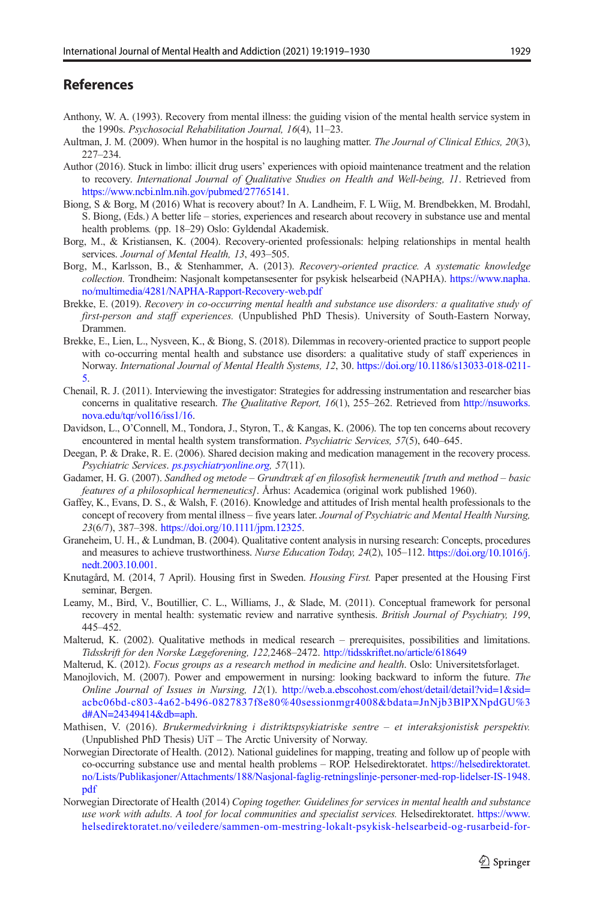## References

Anthony, W. A. (1993). Recovery from mental illness: the guiding vision of the mental health service system in the 1990s. *Psychosocial Rehabilitation Journal, 16*(4), 11–23.

Aultman, J. M. (2009). When humor in the hospital is no laughing matter. *The Journal of Clinical Ethics, 20*(3), 227–234.

Author (2016). Stuck in limbo: illicit drug users' experiences with opioid maintenance treatment and the relation to recovery. *International Journal of Qualitative Studies on Health and Well-being, 11*. Retrieved from https://www.ncbi.nlm.nih.gov/pubmed/27765141.

Biong, S & Borg, M (2016) What is recovery about? In A. Landheim, F. L Wiig, M. Brendbekken, M. Brodahl, S. Biong, (Eds.) A better life – stories, experiences and research about recovery in substance use and mental health problems*.* (pp. 18–29) Oslo: Gyldendal Akademisk.

Borg, M., & Kristiansen, K. (2004). Recovery-oriented professionals: helping relationships in mental health services. *Journal of Mental Health, 13*, 493–505.

Borg, M., Karlsson, B., & Stenhammer, A. (2013). *Recovery-oriented practice. A systematic knowledge collection.* Trondheim: Nasjonalt kompetansesenter for psykisk helsearbeid (NAPHA). https://www.napha.no/multimedia/4281/NAPHA-Rapport-Recovery-web.pdf

Brekke, E. (2019). *Recovery in co-occurring mental health and substance use disorders: a qualitative study of first-person and staff experiences.* (Unpublished PhD Thesis). University of South-Eastern Norway, Drammen.

Brekke, E., Lien, L., Nysveen, K., & Biong, S. (2018). Dilemmas in recovery-oriented practice to support people with co-occurring mental health and substance use disorders: a qualitative study of staff experiences in Norway. *International Journal of Mental Health Systems, 12*, 30. https://doi.org/10.1186/s13033-018-0211-5.

Chenail, R. J. (2011). Interviewing the investigator: Strategies for addressing instrumentation and researcher bias concerns in qualitative research. *The Qualitative Report, 16*(1), 255–262. Retrieved from http://nsuworks.nova.edu/tqr/vol16/iss1/16.

Davidson, L., O'Connell, M., Tondora, J., Styron, T., & Kangas, K. (2006). The top ten concerns about recovery encountered in mental health system transformation. *Psychiatric Services, 57*(5), 640–645.

Deegan, P. & Drake, R. E. (2006). Shared decision making and medication management in the recovery process. *Psychiatric Services*. ps.psychiatryonline.org*, 57*(11).

Gadamer, H. G. (2007). *Sandhed og metode – Grundtræk af en filosofisk hermeneutik [truth and method – basic features of a philosophical hermeneutics]*. Århus: Academica (original work published 1960).

Gaffey, K., Evans, D. S., & Walsh, F. (2016). Knowledge and attitudes of Irish mental health professionals to the concept of recovery from mental illness – five years later. *Journal of Psychiatric and Mental Health Nursing, 23*(6/7), 387–398. https://doi.org/10.1111/jpm.12325.

Graneheim, U. H., & Lundman, B. (2004). Qualitative content analysis in nursing research: Concepts, procedures and measures to achieve trustworthiness. *Nurse Education Today, 24*(2), 105–112. https://doi.org/10.1016/j.nedt.2003.10.001.

Knutagård, M. (2014, 7 April). Housing first in Sweden. *Housing First.* Paper presented at the Housing First seminar, Bergen.

Leamy, M., Bird, V., Boutillier, C. L., Williams, J., & Slade, M. (2011). Conceptual framework for personal recovery in mental health: systematic review and narrative synthesis. *British Journal of Psychiatry, 199*, 445–452.

Malterud, K. (2002). Qualitative methods in medical research – prerequisites, possibilities and limitations. *Tidsskrift for den Norske Lægeforening, 122,*2468–2472. http://tidsskriftet.no/article/618649

Malterud, K. (2012). *Focus groups as a research method in medicine and health*. Oslo: Universitetsforlaget.

Manojlovich, M. (2007). Power and empowerment in nursing: looking backward to inform the future. *The Online Journal of Issues in Nursing, 12*(1). http://web.a.ebscohost.com/ehost/detail/detail?vid=1&sid=acbc06bd-c803-4a62-b496-0827837f8e80%40sessionmgr4008&bdata=JnNjb3BlPXNpdGU%3d#AN=24349414&db=aph.

Mathisen, V. (2016). *Brukermedvirkning i distriktspsykiatriske sentre – et interaksjonistisk perspektiv.* (Unpublished PhD Thesis) UiT – The Arctic University of Norway.

Norwegian Directorate of Health. (2012). National guidelines for mapping, treating and follow up of people with co-occurring substance use and mental health problems – ROP. Helsedirektoratet. https://helsedirektoratet.no/Lists/Publikasjoner/Attachments/188/Nasjonal-faglig-retningslinje-personer-med-rop-lidelser-IS-1948.pdf

Norwegian Directorate of Health (2014) *Coping together. Guidelines for services in mental health and substance use work with adults. A tool for local communities and specialist services.* Helsedirektoratet. https://www.helsedirektoratet.no/veiledere/sammen-om-mestring-lokalt-psykisk-helsearbeid-og-rusarbeid-for-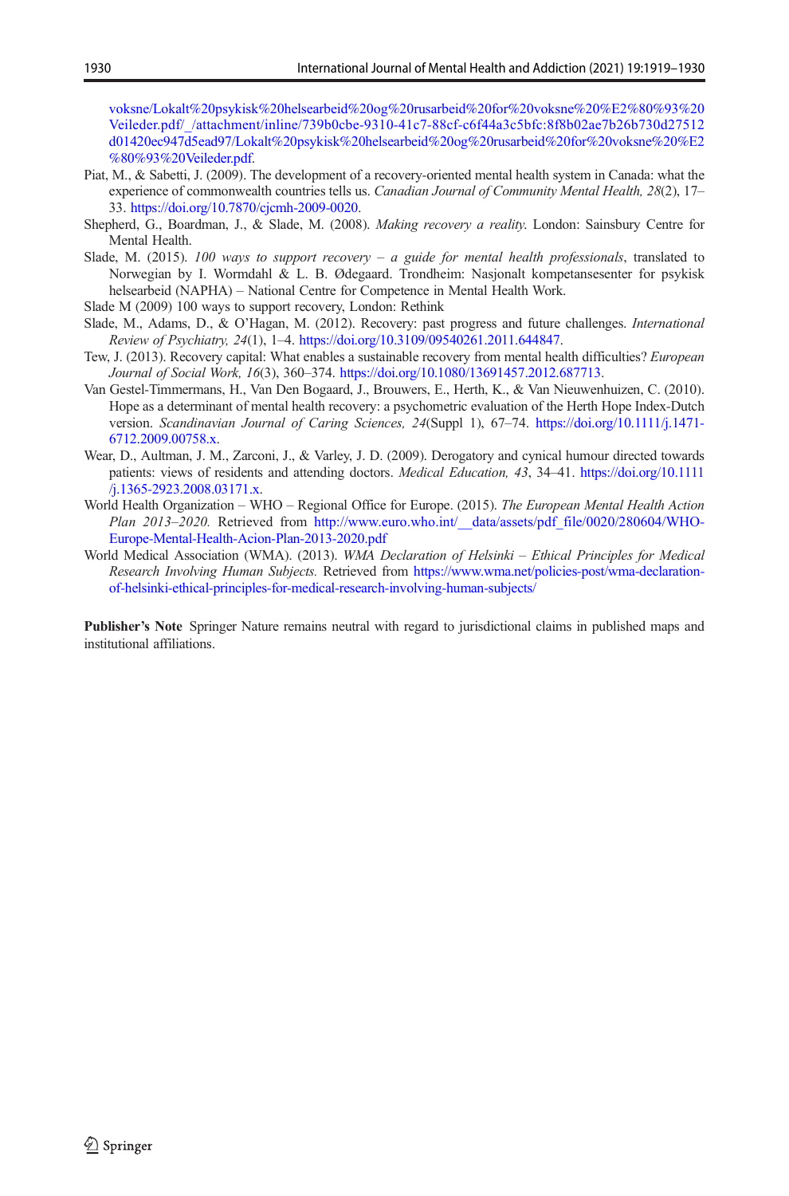voksne/Lokalt%20psykisk%20helsearbeid%20og%20rusarbeid%20for%20voksne%20%E2%80%93%20Veileder.pdf/_/attachment/inline/739b0cbe-9310-41c7-88cf-c6f44a3c5bfc:8f8b02ae7b26b730d27512d01420ec947d5ead97/Lokalt%20psykisk%20helsearbeid%20og%20rusarbeid%20for%20voksne%20%E2%80%93%20Veileder.pdf.

Piat, M., & Sabetti, J. (2009). The development of a recovery-oriented mental health system in Canada: what the experience of commonwealth countries tells us. *Canadian Journal of Community Mental Health, 28*(2), 17–33. https://doi.org/10.7870/cjcmh-2009-0020.

Shepherd, G., Boardman, J., & Slade, M. (2008). *Making recovery a reality*. London: Sainsbury Centre for Mental Health.

Slade, M. (2015). *100 ways to support recovery – a guide for mental health professionals*, translated to Norwegian by I. Wormdahl & L. B. Ødegaard. Trondheim: Nasjonalt kompetansesenter for psykisk helsearbeid (NAPHA) – National Centre for Competence in Mental Health Work.

Slade M (2009) 100 ways to support recovery, London: Rethink

Slade, M., Adams, D., & O'Hagan, M. (2012). Recovery: past progress and future challenges. *International Review of Psychiatry, 24*(1), 1–4. https://doi.org/10.3109/09540261.2011.644847.

Tew, J. (2013). Recovery capital: What enables a sustainable recovery from mental health difficulties? *European Journal of Social Work, 16*(3), 360–374. https://doi.org/10.1080/13691457.2012.687713.

Van Gestel-Timmermans, H., Van Den Bogaard, J., Brouwers, E., Herth, K., & Van Nieuwenhuizen, C. (2010). Hope as a determinant of mental health recovery: a psychometric evaluation of the Herth Hope Index-Dutch version. *Scandinavian Journal of Caring Sciences, 24*(Suppl 1), 67–74. https://doi.org/10.1111/j.1471-6712.2009.00758.x.

Wear, D., Aultman, J. M., Zarconi, J., & Varley, J. D. (2009). Derogatory and cynical humour directed towards patients: views of residents and attending doctors. *Medical Education, 43*, 34–41. https://doi.org/10.1111/j.1365-2923.2008.03171.x.

World Health Organization – WHO – Regional Office for Europe. (2015). *The European Mental Health Action Plan 2013–2020.* Retrieved from http://www.euro.who.int/__data/assets/pdf_file/0020/280604/WHO-Europe-Mental-Health-Acion-Plan-2013-2020.pdf

World Medical Association (WMA). (2013). *WMA Declaration of Helsinki – Ethical Principles for Medical Research Involving Human Subjects.* Retrieved from https://www.wma.net/policies-post/wma-declaration-of-helsinki-ethical-principles-for-medical-research-involving-human-subjects/

**Publisher's Note** Springer Nature remains neutral with regard to jurisdictional claims in published maps and institutional affiliations.